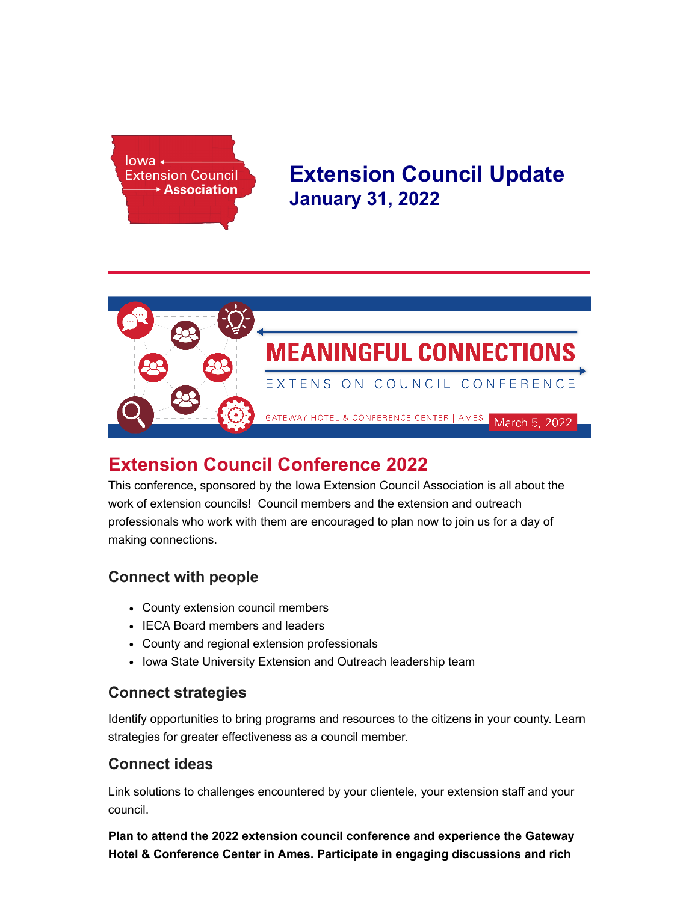Iowa Extension Council Association

# Extension Council Update

**January 31, 2022**

---

MEANINGFUL CONNECTIONS

EXTENSION COUNCIL CONFERENCE

GATEWAY HOTEL & CONFERENCE CENTER | AMES March 5, 2022

## Extension Council Conference 2022

This conference, sponsored by the Iowa Extension Council Association is all about the work of extension councils! Council members and the extension and outreach professionals who work with them are encouraged to plan now to join us for a day of making connections.

### Connect with people

- County extension council members
- IECA Board members and leaders
- County and regional extension professionals
- Iowa State University Extension and Outreach leadership team

### Connect strategies

Identify opportunities to bring programs and resources to the citizens in your county. Learn strategies for greater effectiveness as a council member.

### Connect ideas

Link solutions to challenges encountered by your clientele, your extension staff and your council.

**Plan to attend the 2022 extension council conference and experience the Gateway Hotel & Conference Center in Ames. Participate in engaging discussions and rich**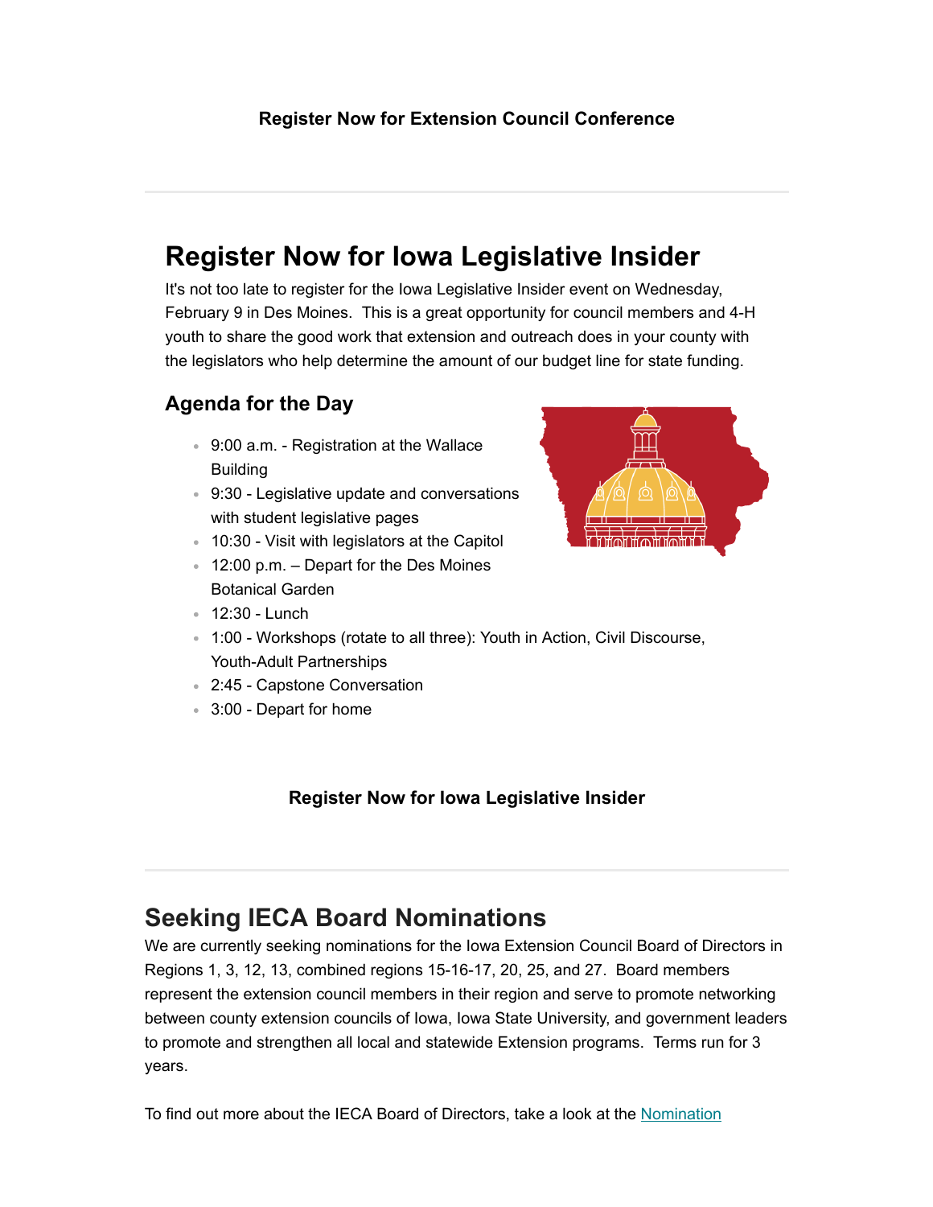**Register Now for Extension Council Conference**

---

# Register Now for Iowa Legislative Insider

It's not too late to register for the Iowa Legislative Insider event on Wednesday, February 9 in Des Moines.  This is a great opportunity for council members and 4-H youth to share the good work that extension and outreach does in your county with the legislators who help determine the amount of our budget line for state funding.

## Agenda for the Day

- 9:00 a.m. - Registration at the Wallace Building
- 9:30 - Legislative update and conversations with student legislative pages
- 10:30 - Visit with legislators at the Capitol
- 12:00 p.m. – Depart for the Des Moines Botanical Garden
- 12:30 - Lunch
- 1:00 - Workshops (rotate to all three): Youth in Action, Civil Discourse, Youth-Adult Partnerships
- 2:45 - Capstone Conversation
- 3:00 - Depart for home

**Register Now for Iowa Legislative Insider**

---

# Seeking IECA Board Nominations

We are currently seeking nominations for the Iowa Extension Council Board of Directors in Regions 1, 3, 12, 13, combined regions 15-16-17, 20, 25, and 27.  Board members represent the extension council members in their region and serve to promote networking between county extension councils of Iowa, Iowa State University, and government leaders to promote and strengthen all local and statewide Extension programs.  Terms run for 3 years.

To find out more about the IECA Board of Directors, take a look at the Nomination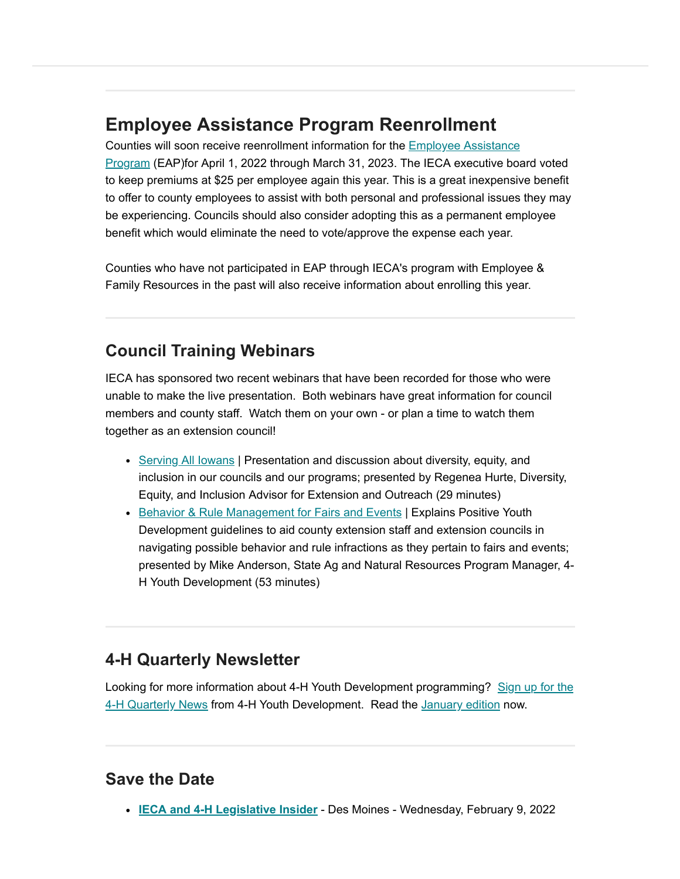## Employee Assistance Program Reenrollment

Counties will soon receive reenrollment information for the Employee Assistance Program (EAP)for April 1, 2022 through March 31, 2023. The IECA executive board voted to keep premiums at $25 per employee again this year. This is a great inexpensive benefit to offer to county employees to assist with both personal and professional issues they may be experiencing. Councils should also consider adopting this as a permanent employee benefit which would eliminate the need to vote/approve the expense each year.

Counties who have not participated in EAP through IECA's program with Employee & Family Resources in the past will also receive information about enrolling this year.

---

## Council Training Webinars

IECA has sponsored two recent webinars that have been recorded for those who were unable to make the live presentation. Both webinars have great information for council members and county staff. Watch them on your own - or plan a time to watch them together as an extension council!

- Serving All Iowans | Presentation and discussion about diversity, equity, and inclusion in our councils and our programs; presented by Regenea Hurte, Diversity, Equity, and Inclusion Advisor for Extension and Outreach (29 minutes)
- Behavior & Rule Management for Fairs and Events | Explains Positive Youth Development guidelines to aid county extension staff and extension councils in navigating possible behavior and rule infractions as they pertain to fairs and events; presented by Mike Anderson, State Ag and Natural Resources Program Manager, 4-H Youth Development (53 minutes)

---

## 4-H Quarterly Newsletter

Looking for more information about 4-H Youth Development programming? Sign up for the 4-H Quarterly News from 4-H Youth Development. Read the January edition now.

---

## Save the Date

- **IECA and 4-H Legislative Insider** - Des Moines - Wednesday, February 9, 2022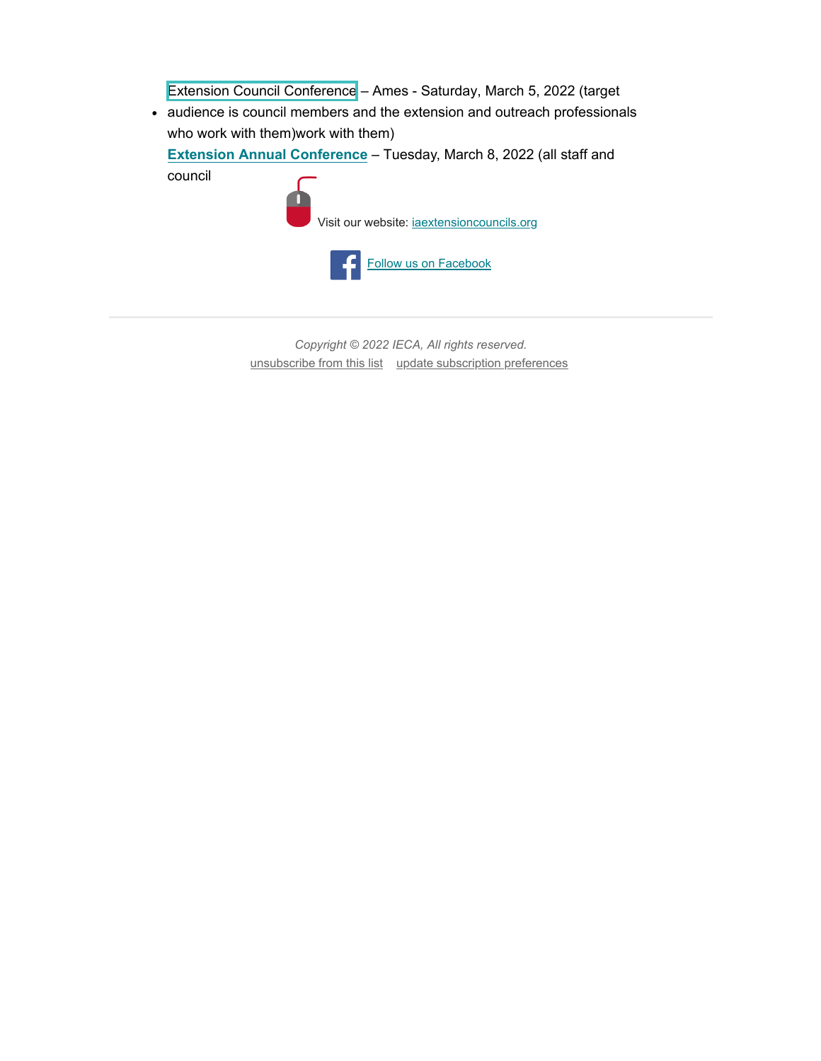- Extension Council Conference – Ames - Saturday, March 5, 2022 (target audience is council members and the extension and outreach professionals who work with them)work with them)

**Extension Annual Conference** – Tuesday, March 8, 2022 (all staff and council

Visit our website: iaextensioncouncils.org

Follow us on Facebook

*Copyright © 2022 IECA, All rights reserved.*

unsubscribe from this list    update subscription preferences